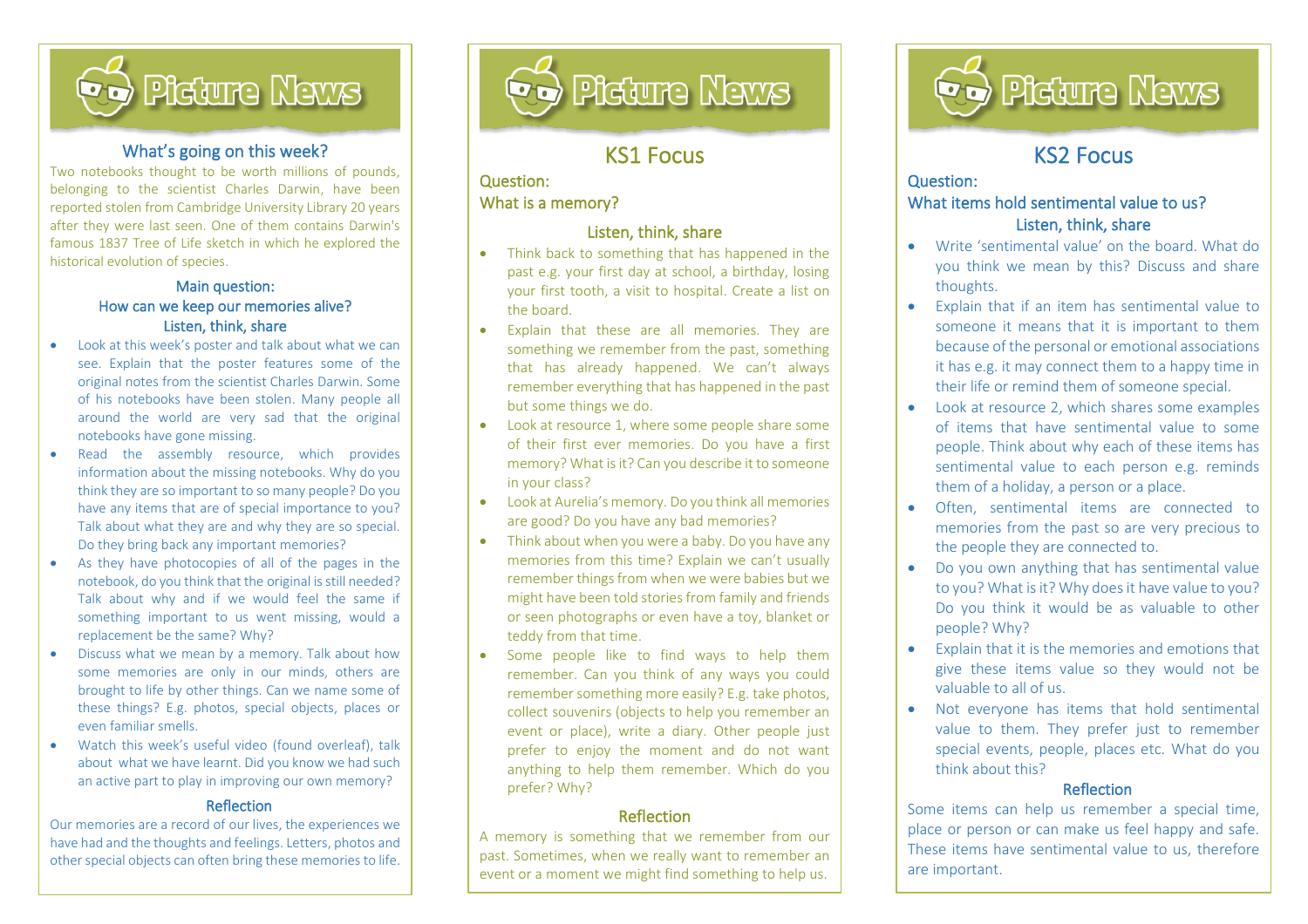# Picture News

## What's going on this week?

Two notebooks thought to be worth millions of pounds, belonging to the scientist Charles Darwin, have been reported stolen from Cambridge University Library 20 years after they were last seen. One of them contains Darwin's famous 1837 Tree of Life sketch in which he explored the historical evolution of species.

### Main question:
### How can we keep our memories alive?

### Listen, think, share

- Look at this week's poster and talk about what we can see. Explain that the poster features some of the original notes from the scientist Charles Darwin. Some of his notebooks have been stolen. Many people all around the world are very sad that the original notebooks have gone missing.
- Read the assembly resource, which provides information about the missing notebooks. Why do you think they are so important to so many people? Do you have any items that are of special importance to you? Talk about what they are and why they are so special. Do they bring back any important memories?
- As they have photocopies of all of the pages in the notebook, do you think that the original is still needed? Talk about why and if we would feel the same if something important to us went missing, would a replacement be the same? Why?
- Discuss what we mean by a memory. Talk about how some memories are only in our minds, others are brought to life by other things. Can we name some of these things? E.g. photos, special objects, places or even familiar smells.
- Watch this week's useful video (found overleaf), talk about what we have learnt. Did you know we had such an active part to play in improving our own memory?

### Reflection

Our memories are a record of our lives, the experiences we have had and the thoughts and feelings. Letters, photos and other special objects can often bring these memories to life.

# Picture News

## KS1 Focus

### Question:
### What is a memory?

### Listen, think, share

- Think back to something that has happened in the past e.g. your first day at school, a birthday, losing your first tooth, a visit to hospital. Create a list on the board.
- Explain that these are all memories. They are something we remember from the past, something that has already happened. We can't always remember everything that has happened in the past but some things we do.
- Look at resource 1, where some people share some of their first ever memories. Do you have a first memory? What is it? Can you describe it to someone in your class?
- Look at Aurelia's memory. Do you think all memories are good? Do you have any bad memories?
- Think about when you were a baby. Do you have any memories from this time? Explain we can't usually remember things from when we were babies but we might have been told stories from family and friends or seen photographs or even have a toy, blanket or teddy from that time.
- Some people like to find ways to help them remember. Can you think of any ways you could remember something more easily? E.g. take photos, collect souvenirs (objects to help you remember an event or place), write a diary. Other people just prefer to enjoy the moment and do not want anything to help them remember. Which do you prefer? Why?

### Reflection

A memory is something that we remember from our past. Sometimes, when we really want to remember an event or a moment we might find something to help us.

# Picture News

## KS2 Focus

### Question:
### What items hold sentimental value to us?

### Listen, think, share

- Write 'sentimental value' on the board. What do you think we mean by this? Discuss and share thoughts.
- Explain that if an item has sentimental value to someone it means that it is important to them because of the personal or emotional associations it has e.g. it may connect them to a happy time in their life or remind them of someone special.
- Look at resource 2, which shares some examples of items that have sentimental value to some people. Think about why each of these items has sentimental value to each person e.g. reminds them of a holiday, a person or a place.
- Often, sentimental items are connected to memories from the past so are very precious to the people they are connected to.
- Do you own anything that has sentimental value to you? What is it? Why does it have value to you? Do you think it would be as valuable to other people? Why?
- Explain that it is the memories and emotions that give these items value so they would not be valuable to all of us.
- Not everyone has items that hold sentimental value to them. They prefer just to remember special events, people, places etc. What do you think about this?

### Reflection

Some items can help us remember a special time, place or person or can make us feel happy and safe. These items have sentimental value to us, therefore are important.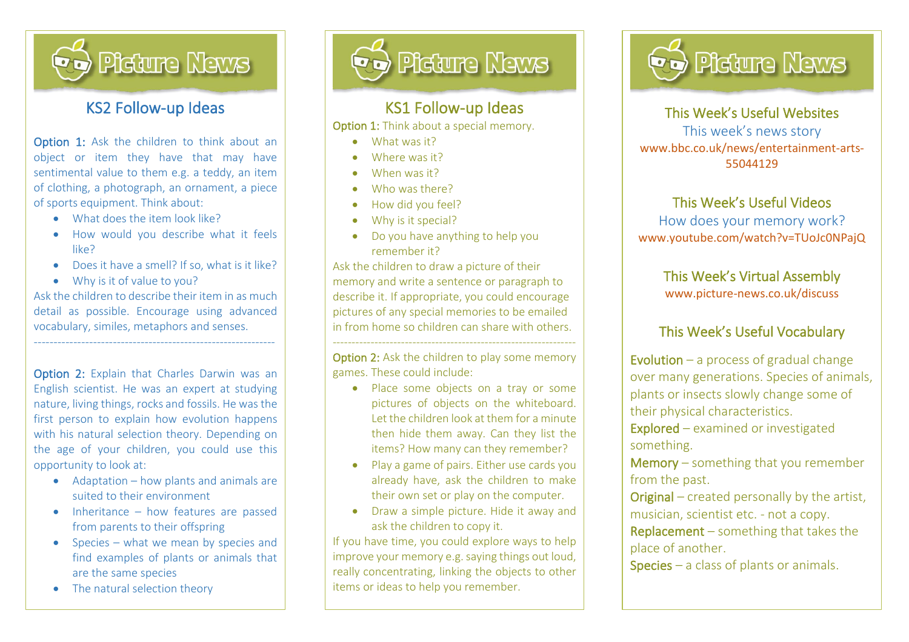# Picture News

## KS2 Follow-up Ideas

**Option 1:** Ask the children to think about an object or item they have that may have sentimental value to them e.g. a teddy, an item of clothing, a photograph, an ornament, a piece of sports equipment. Think about:

- What does the item look like?
- How would you describe what it feels like?
- Does it have a smell? If so, what is it like?
- Why is it of value to you?

Ask the children to describe their item in as much detail as possible. Encourage using advanced vocabulary, similes, metaphors and senses.

---

**Option 2:** Explain that Charles Darwin was an English scientist. He was an expert at studying nature, living things, rocks and fossils. He was the first person to explain how evolution happens with his natural selection theory. Depending on the age of your children, you could use this opportunity to look at:

- Adaptation – how plants and animals are suited to their environment
- Inheritance – how features are passed from parents to their offspring
- Species – what we mean by species and find examples of plants or animals that are the same species
- The natural selection theory

# Picture News

## KS1 Follow-up Ideas

**Option 1:** Think about a special memory.

- What was it?
- Where was it?
- When was it?
- Who was there?
- How did you feel?
- Why is it special?
- Do you have anything to help you remember it?

Ask the children to draw a picture of their memory and write a sentence or paragraph to describe it. If appropriate, you could encourage pictures of any special memories to be emailed in from home so children can share with others.

---

**Option 2:** Ask the children to play some memory games. These could include:

- Place some objects on a tray or some pictures of objects on the whiteboard. Let the children look at them for a minute then hide them away. Can they list the items? How many can they remember?
- Play a game of pairs. Either use cards you already have, ask the children to make their own set or play on the computer.
- Draw a simple picture. Hide it away and ask the children to copy it.

If you have time, you could explore ways to help improve your memory e.g. saying things out loud, really concentrating, linking the objects to other items or ideas to help you remember.

# Picture News

## This Week's Useful Websites

This week's news story

www.bbc.co.uk/news/entertainment-arts-55044129

## This Week's Useful Videos

How does your memory work?

www.youtube.com/watch?v=TUoJc0NPajQ

## This Week's Virtual Assembly

www.picture-news.co.uk/discuss

## This Week's Useful Vocabulary

**Evolution** – a process of gradual change over many generations. Species of animals, plants or insects slowly change some of their physical characteristics.

**Explored** – examined or investigated something.

**Memory** – something that you remember from the past.

**Original** – created personally by the artist, musician, scientist etc. - not a copy.

**Replacement** – something that takes the place of another.

**Species** – a class of plants or animals.